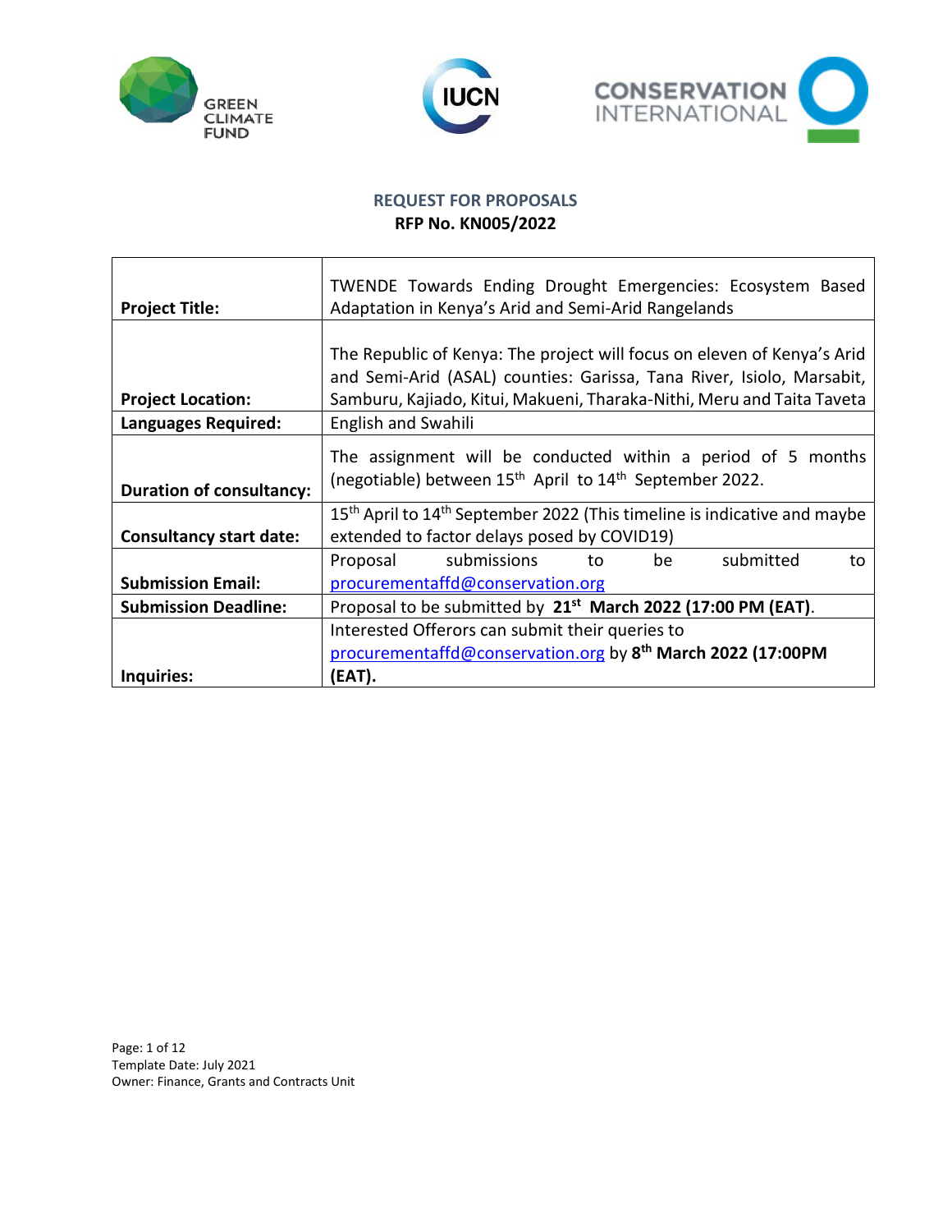# REQUEST FOR PROPOSALS

## RFP No. KN005/2022

| | |
|---|---|
| **Project Title:** | TWENDE Towards Ending Drought Emergencies: Ecosystem Based Adaptation in Kenya's Arid and Semi-Arid Rangelands |
| **Project Location:** | The Republic of Kenya: The project will focus on eleven of Kenya's Arid and Semi-Arid (ASAL) counties: Garissa, Tana River, Isiolo, Marsabit, Samburu, Kajiado, Kitui, Makueni, Tharaka-Nithi, Meru and Taita Taveta |
| **Languages Required:** | English and Swahili |
| **Duration of consultancy:** | The assignment will be conducted within a period of 5 months (negotiable) between 15th April to 14th September 2022. |
| **Consultancy start date:** | 15th April to 14th September 2022 (This timeline is indicative and maybe extended to factor delays posed by COVID19) |
| **Submission Email:** | Proposal submissions to be submitted to procurementaffd@conservation.org |
| **Submission Deadline:** | Proposal to be submitted by **21st March 2022 (17:00 PM (EAT)**. |
| **Inquiries:** | Interested Offerors can submit their queries to procurementaffd@conservation.org by **8th March 2022 (17:00PM (EAT).** |

Template Date: July 2021
Owner: Finance, Grants and Contracts Unit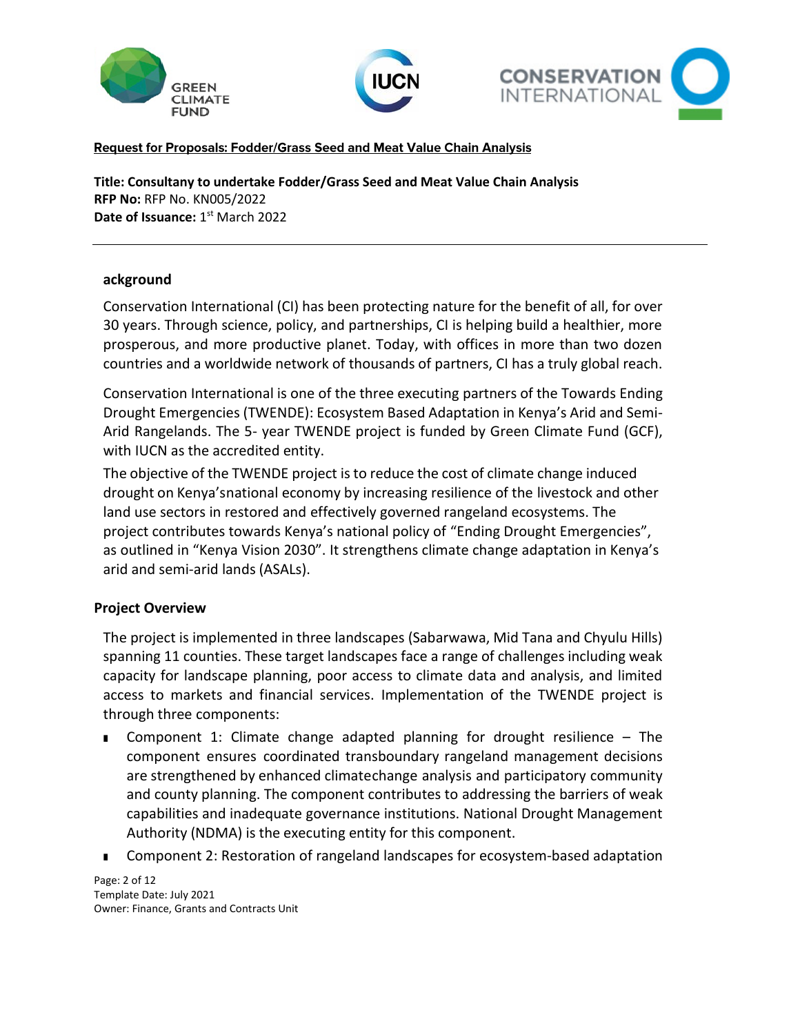**Request for Proposals: Fodder/Grass Seed and Meat Value Chain Analysis**

**Title: Consultancy to undertake Fodder/Grass Seed and Meat Value Chain Analysis**
**RFP No:** RFP No. KN005/2022
**Date of Issuance:** 1st March 2022

---

### ackground

Conservation International (CI) has been protecting nature for the benefit of all, for over 30 years. Through science, policy, and partnerships, CI is helping build a healthier, more prosperous, and more productive planet. Today, with offices in more than two dozen countries and a worldwide network of thousands of partners, CI has a truly global reach.

Conservation International is one of the three executing partners of the Towards Ending Drought Emergencies (TWENDE): Ecosystem Based Adaptation in Kenya's Arid and Semi-Arid Rangelands. The 5- year TWENDE project is funded by Green Climate Fund (GCF), with IUCN as the accredited entity.

The objective of the TWENDE project is to reduce the cost of climate change induced drought on Kenya'snational economy by increasing resilience of the livestock and other land use sectors in restored and effectively governed rangeland ecosystems. The project contributes towards Kenya's national policy of "Ending Drought Emergencies", as outlined in "Kenya Vision 2030". It strengthens climate change adaptation in Kenya's arid and semi-arid lands (ASALs).

### Project Overview

The project is implemented in three landscapes (Sabarwawa, Mid Tana and Chyulu Hills) spanning 11 counties. These target landscapes face a range of challenges including weak capacity for landscape planning, poor access to climate data and analysis, and limited access to markets and financial services. Implementation of the TWENDE project is through three components:

- Component 1: Climate change adapted planning for drought resilience – The component ensures coordinated transboundary rangeland management decisions are strengthened by enhanced climatechange analysis and participatory community and county planning. The component contributes to addressing the barriers of weak capabilities and inadequate governance institutions. National Drought Management Authority (NDMA) is the executing entity for this component.
- Component 2: Restoration of rangeland landscapes for ecosystem-based adaptation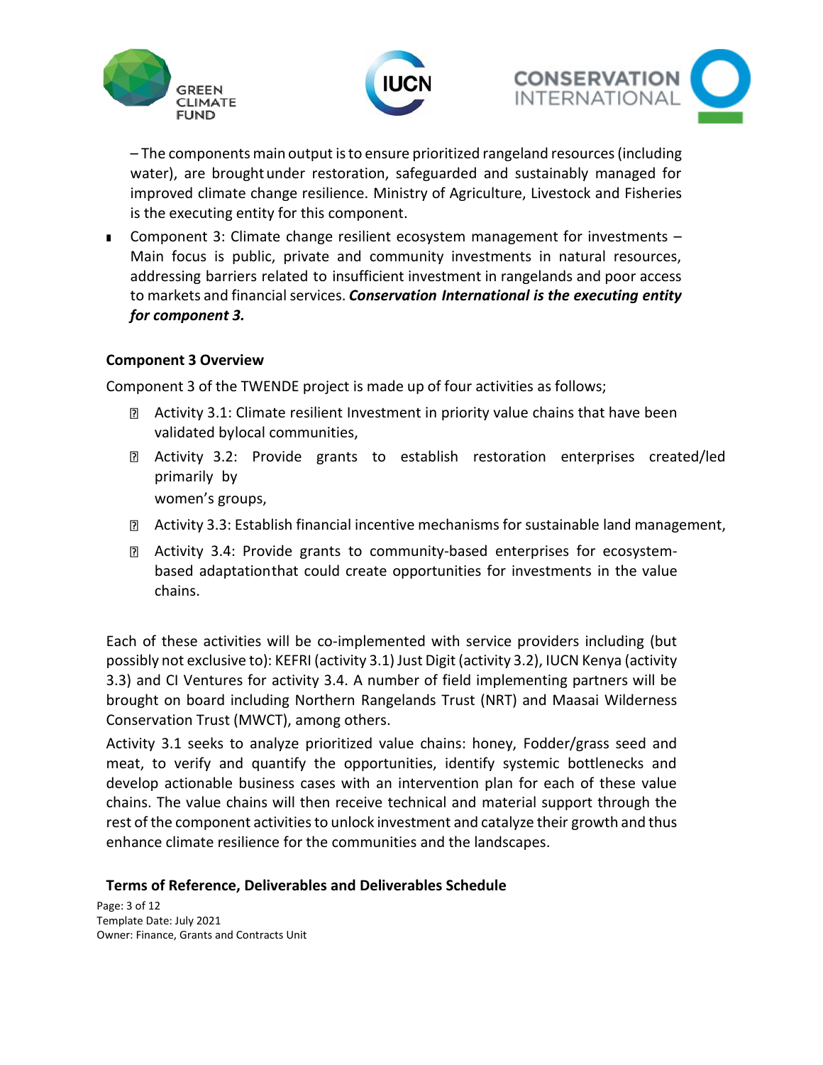– The components main output is to ensure prioritized rangeland resources (including water), are brought under restoration, safeguarded and sustainably managed for improved climate change resilience. Ministry of Agriculture, Livestock and Fisheries is the executing entity for this component.

- Component 3: Climate change resilient ecosystem management for investments – Main focus is public, private and community investments in natural resources, addressing barriers related to insufficient investment in rangelands and poor access to markets and financial services. ***Conservation International is the executing entity for component 3.***

**Component 3 Overview**

Component 3 of the TWENDE project is made up of four activities as follows;

- Activity 3.1: Climate resilient Investment in priority value chains that have been validated bylocal communities,
- Activity 3.2: Provide grants to establish restoration enterprises created/led primarily by women's groups,
- Activity 3.3: Establish financial incentive mechanisms for sustainable land management,
- Activity 3.4: Provide grants to community-based enterprises for ecosystem-based adaptationthat could create opportunities for investments in the value chains.

Each of these activities will be co-implemented with service providers including (but possibly not exclusive to): KEFRI (activity 3.1) Just Digit (activity 3.2), IUCN Kenya (activity 3.3) and CI Ventures for activity 3.4. A number of field implementing partners will be brought on board including Northern Rangelands Trust (NRT) and Maasai Wilderness Conservation Trust (MWCT), among others.

Activity 3.1 seeks to analyze prioritized value chains: honey, Fodder/grass seed and meat, to verify and quantify the opportunities, identify systemic bottlenecks and develop actionable business cases with an intervention plan for each of these value chains. The value chains will then receive technical and material support through the rest of the component activities to unlock investment and catalyze their growth and thus enhance climate resilience for the communities and the landscapes.

**Terms of Reference, Deliverables and Deliverables Schedule**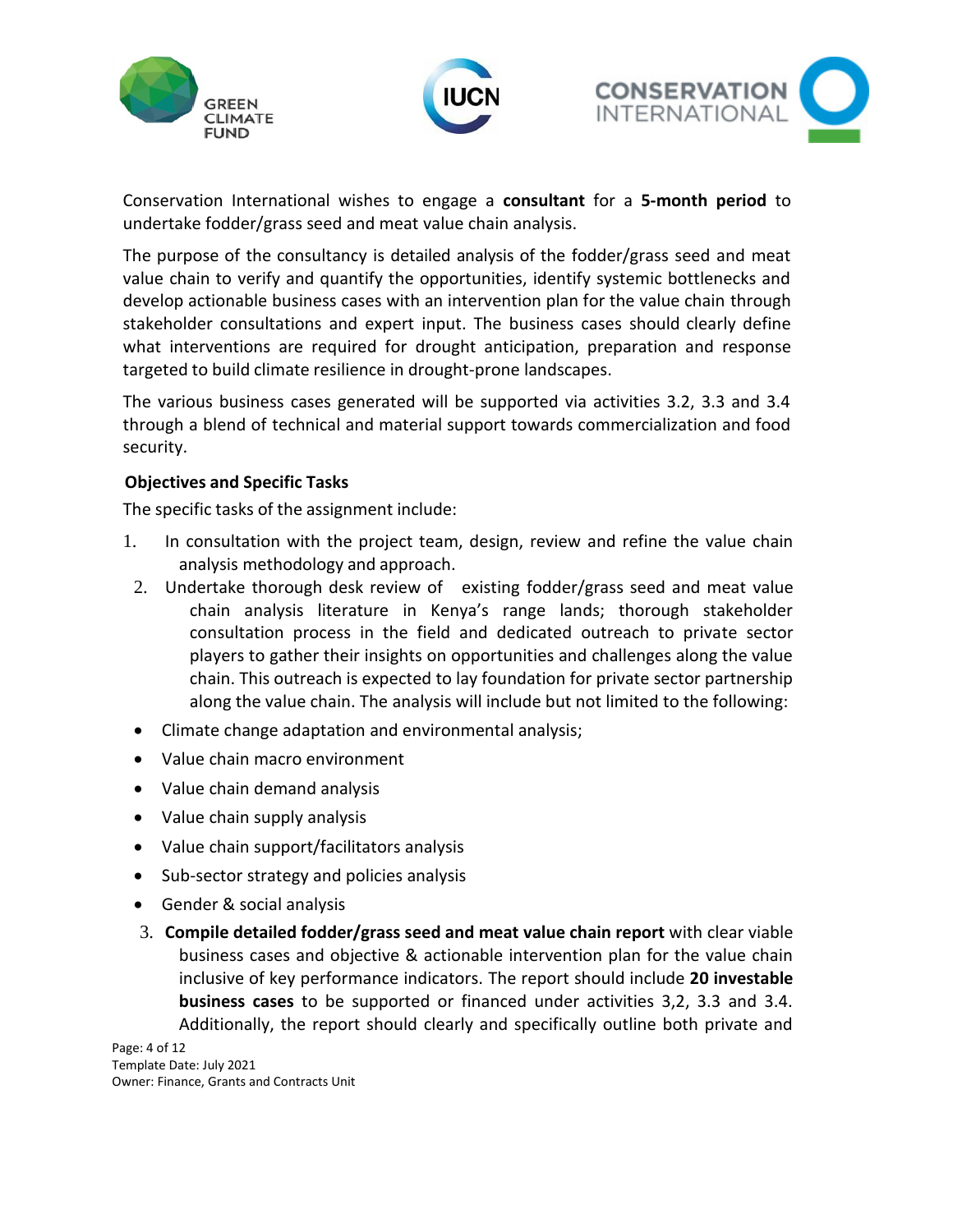Conservation International wishes to engage a **consultant** for a **5-month period** to undertake fodder/grass seed and meat value chain analysis.

The purpose of the consultancy is detailed analysis of the fodder/grass seed and meat value chain to verify and quantify the opportunities, identify systemic bottlenecks and develop actionable business cases with an intervention plan for the value chain through stakeholder consultations and expert input. The business cases should clearly define what interventions are required for drought anticipation, preparation and response targeted to build climate resilience in drought-prone landscapes.

The various business cases generated will be supported via activities 3.2, 3.3 and 3.4 through a blend of technical and material support towards commercialization and food security.

**Objectives and Specific Tasks**

The specific tasks of the assignment include:

1. In consultation with the project team, design, review and refine the value chain analysis methodology and approach.
2. Undertake thorough desk review of existing fodder/grass seed and meat value chain analysis literature in Kenya's range lands; thorough stakeholder consultation process in the field and dedicated outreach to private sector players to gather their insights on opportunities and challenges along the value chain. This outreach is expected to lay foundation for private sector partnership along the value chain. The analysis will include but not limited to the following:

- Climate change adaptation and environmental analysis;
- Value chain macro environment
- Value chain demand analysis
- Value chain supply analysis
- Value chain support/facilitators analysis
- Sub-sector strategy and policies analysis
- Gender & social analysis

3. **Compile detailed fodder/grass seed and meat value chain report** with clear viable business cases and objective & actionable intervention plan for the value chain inclusive of key performance indicators. The report should include **20 investable business cases** to be supported or financed under activities 3,2, 3.3 and 3.4. Additionally, the report should clearly and specifically outline both private and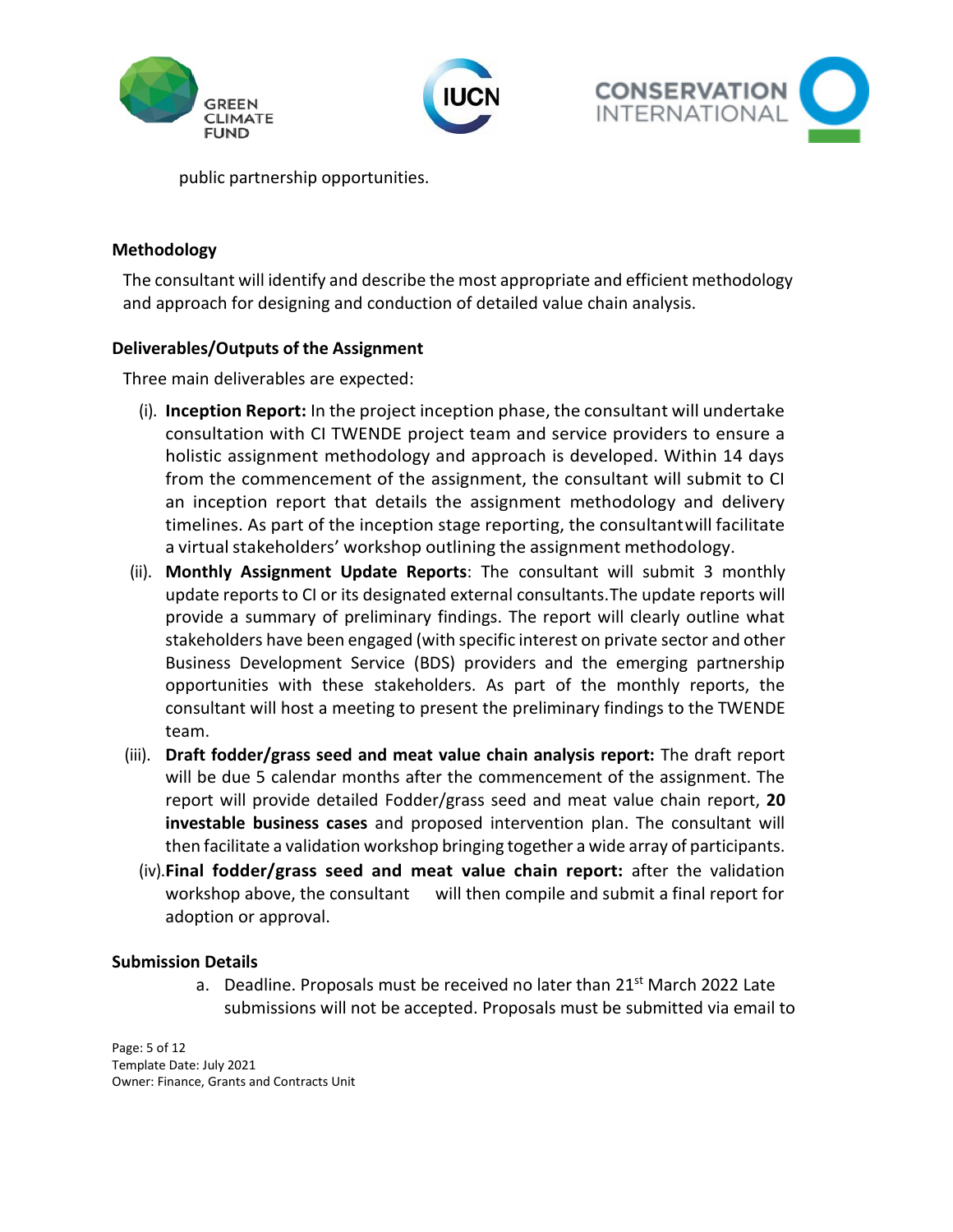public partnership opportunities.

**Methodology**

The consultant will identify and describe the most appropriate and efficient methodology and approach for designing and conduction of detailed value chain analysis.

**Deliverables/Outputs of the Assignment**

Three main deliverables are expected:

(i). **Inception Report:** In the project inception phase, the consultant will undertake consultation with CI TWENDE project team and service providers to ensure a holistic assignment methodology and approach is developed. Within 14 days from the commencement of the assignment, the consultant will submit to CI an inception report that details the assignment methodology and delivery timelines. As part of the inception stage reporting, the consultantwill facilitate a virtual stakeholders' workshop outlining the assignment methodology.

(ii). **Monthly Assignment Update Reports**: The consultant will submit 3 monthly update reports to CI or its designated external consultants.The update reports will provide a summary of preliminary findings. The report will clearly outline what stakeholders have been engaged (with specific interest on private sector and other Business Development Service (BDS) providers and the emerging partnership opportunities with these stakeholders. As part of the monthly reports, the consultant will host a meeting to present the preliminary findings to the TWENDE team.

(iii). **Draft fodder/grass seed and meat value chain analysis report:** The draft report will be due 5 calendar months after the commencement of the assignment. The report will provide detailed Fodder/grass seed and meat value chain report, **20 investable business cases** and proposed intervention plan. The consultant will then facilitate a validation workshop bringing together a wide array of participants.

(iv). **Final fodder/grass seed and meat value chain report:** after the validation workshop above, the consultant will then compile and submit a final report for adoption or approval.

**Submission Details**

a. Deadline. Proposals must be received no later than 21st March 2022 Late submissions will not be accepted. Proposals must be submitted via email to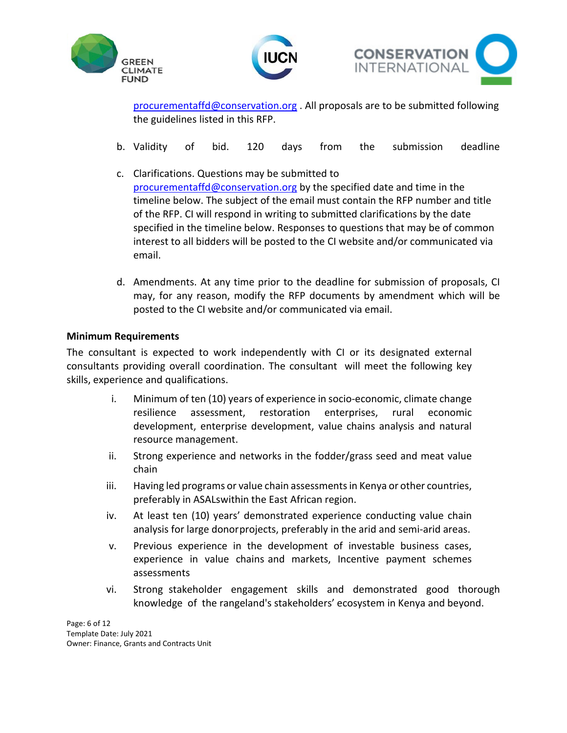procurementaffd@conservation.org . All proposals are to be submitted following the guidelines listed in this RFP.

b. Validity of bid. 120 days from the submission deadline

c. Clarifications. Questions may be submitted to procurementaffd@conservation.org by the specified date and time in the timeline below. The subject of the email must contain the RFP number and title of the RFP. CI will respond in writing to submitted clarifications by the date specified in the timeline below. Responses to questions that may be of common interest to all bidders will be posted to the CI website and/or communicated via email.

d. Amendments. At any time prior to the deadline for submission of proposals, CI may, for any reason, modify the RFP documents by amendment which will be posted to the CI website and/or communicated via email.

**Minimum Requirements**

The consultant is expected to work independently with CI or its designated external consultants providing overall coordination. The consultant will meet the following key skills, experience and qualifications.

i. Minimum of ten (10) years of experience in socio-economic, climate change resilience assessment, restoration enterprises, rural economic development, enterprise development, value chains analysis and natural resource management.

ii. Strong experience and networks in the fodder/grass seed and meat value chain

iii. Having led programs or value chain assessments in Kenya or other countries, preferably in ASALswithin the East African region.

iv. At least ten (10) years' demonstrated experience conducting value chain analysis for large donorprojects, preferably in the arid and semi-arid areas.

v. Previous experience in the development of investable business cases, experience in value chains and markets, Incentive payment schemes assessments

vi. Strong stakeholder engagement skills and demonstrated good thorough knowledge of the rangeland's stakeholders' ecosystem in Kenya and beyond.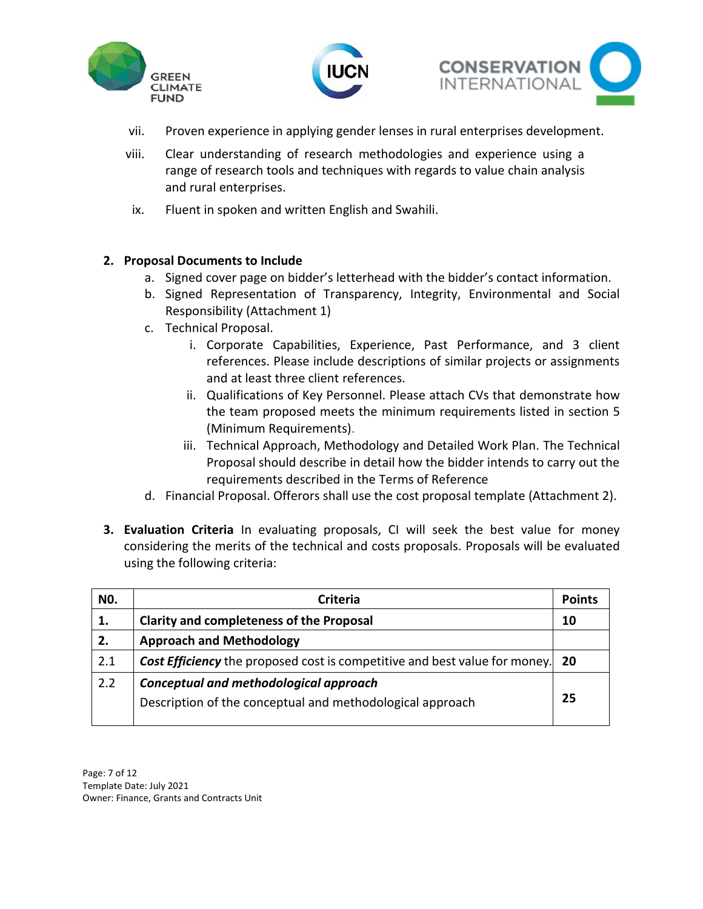vii. Proven experience in applying gender lenses in rural enterprises development.

viii. Clear understanding of research methodologies and experience using a range of research tools and techniques with regards to value chain analysis and rural enterprises.

ix. Fluent in spoken and written English and Swahili.

**2. Proposal Documents to Include**

a. Signed cover page on bidder's letterhead with the bidder's contact information.
b. Signed Representation of Transparency, Integrity, Environmental and Social Responsibility (Attachment 1)
c. Technical Proposal.
    i. Corporate Capabilities, Experience, Past Performance, and 3 client references. Please include descriptions of similar projects or assignments and at least three client references.
    ii. Qualifications of Key Personnel. Please attach CVs that demonstrate how the team proposed meets the minimum requirements listed in section 5 (Minimum Requirements).
    iii. Technical Approach, Methodology and Detailed Work Plan. The Technical Proposal should describe in detail how the bidder intends to carry out the requirements described in the Terms of Reference
d. Financial Proposal. Offerors shall use the cost proposal template (Attachment 2).

**3. Evaluation Criteria** In evaluating proposals, CI will seek the best value for money considering the merits of the technical and costs proposals. Proposals will be evaluated using the following criteria:

| N0. | Criteria | Points |
|---|---|---|
| **1.** | **Clarity and completeness of the Proposal** | **10** |
| **2.** | **Approach and Methodology** | |
| 2.1 | ***Cost Efficiency*** the proposed cost is competitive and best value for money. | **20** |
| 2.2 | ***Conceptual and methodological approach*** Description of the conceptual and methodological approach | **25** |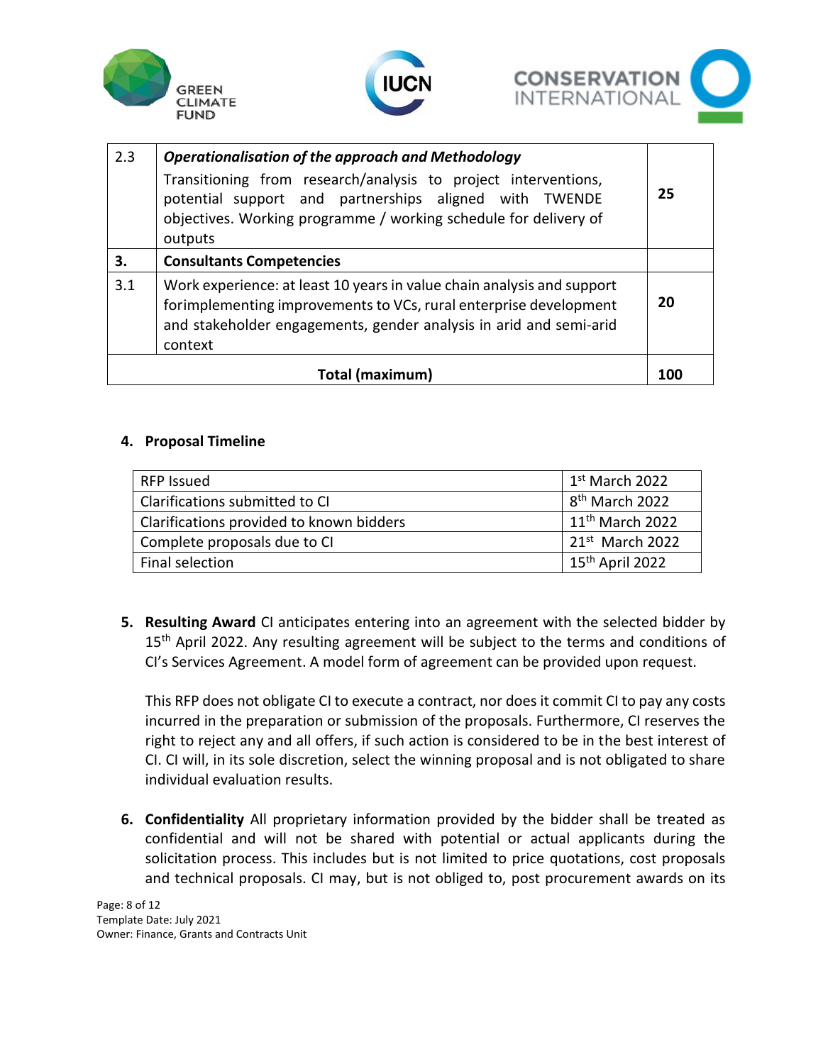| | | |
|---|---|---|
| 2.3 | ***Operationalisation of the approach and Methodology*** Transitioning from research/analysis to project interventions, potential support and partnerships aligned with TWENDE objectives. Working programme / working schedule for delivery of outputs | **25** |
| **3.** | **Consultants Competencies** | |
| 3.1 | Work experience: at least 10 years in value chain analysis and support forimplementing improvements to VCs, rural enterprise development and stakeholder engagements, gender analysis in arid and semi-arid context | **20** |
| **Total (maximum)** | | **100** |

4. **Proposal Timeline**

| | |
|---|---|
| RFP Issued | 1st March 2022 |
| Clarifications submitted to CI | 8th March 2022 |
| Clarifications provided to known bidders | 11th March 2022 |
| Complete proposals due to CI | 21st March 2022 |
| Final selection | 15th April 2022 |

5. **Resulting Award** CI anticipates entering into an agreement with the selected bidder by 15th April 2022. Any resulting agreement will be subject to the terms and conditions of CI's Services Agreement. A model form of agreement can be provided upon request.

   This RFP does not obligate CI to execute a contract, nor does it commit CI to pay any costs incurred in the preparation or submission of the proposals. Furthermore, CI reserves the right to reject any and all offers, if such action is considered to be in the best interest of CI. CI will, in its sole discretion, select the winning proposal and is not obligated to share individual evaluation results.

6. **Confidentiality** All proprietary information provided by the bidder shall be treated as confidential and will not be shared with potential or actual applicants during the solicitation process. This includes but is not limited to price quotations, cost proposals and technical proposals. CI may, but is not obliged to, post procurement awards on its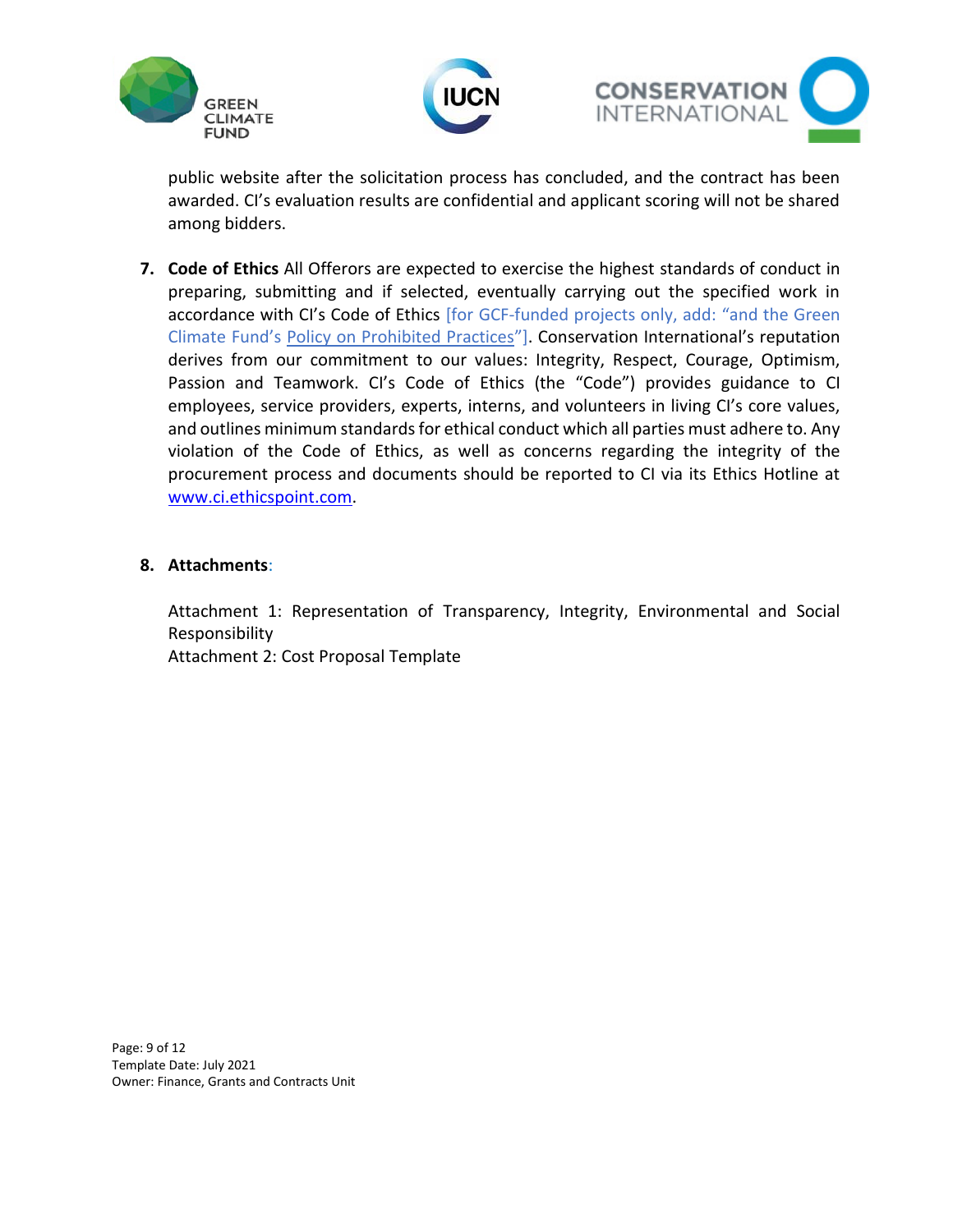public website after the solicitation process has concluded, and the contract has been awarded. CI's evaluation results are confidential and applicant scoring will not be shared among bidders.

7. **Code of Ethics** All Offerors are expected to exercise the highest standards of conduct in preparing, submitting and if selected, eventually carrying out the specified work in accordance with CI's Code of Ethics [for GCF-funded projects only, add: "and the Green Climate Fund's Policy on Prohibited Practices"]. Conservation International's reputation derives from our commitment to our values: Integrity, Respect, Courage, Optimism, Passion and Teamwork. CI's Code of Ethics (the "Code") provides guidance to CI employees, service providers, experts, interns, and volunteers in living CI's core values, and outlines minimum standards for ethical conduct which all parties must adhere to. Any violation of the Code of Ethics, as well as concerns regarding the integrity of the procurement process and documents should be reported to CI via its Ethics Hotline at www.ci.ethicspoint.com.

8. **Attachments**:

   Attachment 1: Representation of Transparency, Integrity, Environmental and Social Responsibility
   Attachment 2: Cost Proposal Template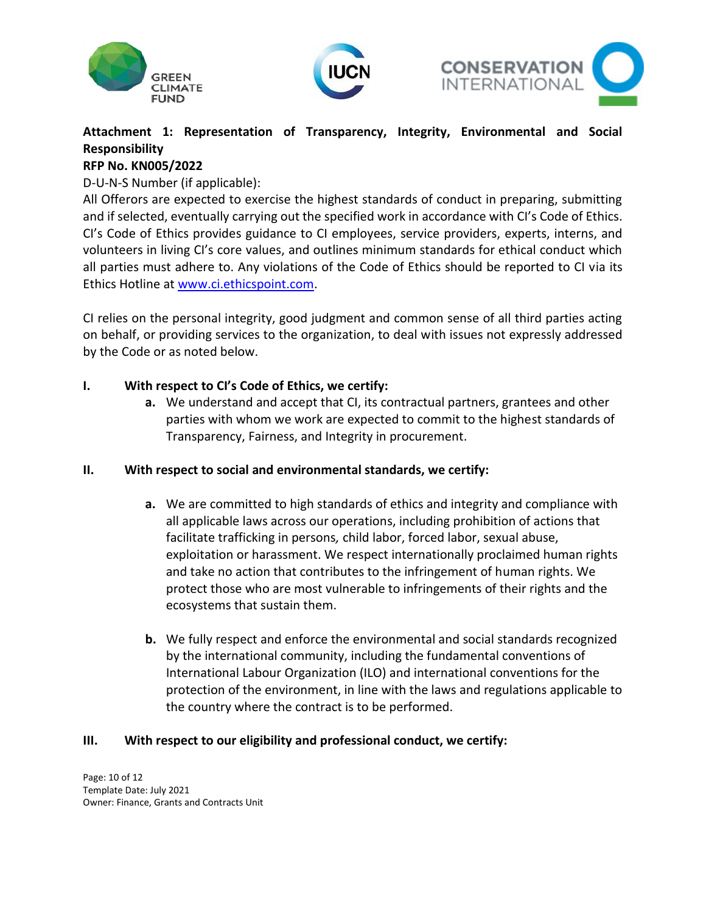**Attachment 1: Representation of Transparency, Integrity, Environmental and Social Responsibility**

**RFP No. KN005/2022**

D-U-N-S Number (if applicable):

All Offerors are expected to exercise the highest standards of conduct in preparing, submitting and if selected, eventually carrying out the specified work in accordance with CI's Code of Ethics. CI's Code of Ethics provides guidance to CI employees, service providers, experts, interns, and volunteers in living CI's core values, and outlines minimum standards for ethical conduct which all parties must adhere to. Any violations of the Code of Ethics should be reported to CI via its Ethics Hotline at [www.ci.ethicspoint.com](www.ci.ethicspoint.com).

CI relies on the personal integrity, good judgment and common sense of all third parties acting on behalf, or providing services to the organization, to deal with issues not expressly addressed by the Code or as noted below.

**I. With respect to CI's Code of Ethics, we certify:**

- **a.** We understand and accept that CI, its contractual partners, grantees and other parties with whom we work are expected to commit to the highest standards of Transparency, Fairness, and Integrity in procurement.

**II. With respect to social and environmental standards, we certify:**

- **a.** We are committed to high standards of ethics and integrity and compliance with all applicable laws across our operations, including prohibition of actions that facilitate trafficking in persons*,* child labor, forced labor, sexual abuse, exploitation or harassment. We respect internationally proclaimed human rights and take no action that contributes to the infringement of human rights. We protect those who are most vulnerable to infringements of their rights and the ecosystems that sustain them.

- **b.** We fully respect and enforce the environmental and social standards recognized by the international community, including the fundamental conventions of International Labour Organization (ILO) and international conventions for the protection of the environment, in line with the laws and regulations applicable to the country where the contract is to be performed.

**III. With respect to our eligibility and professional conduct, we certify:**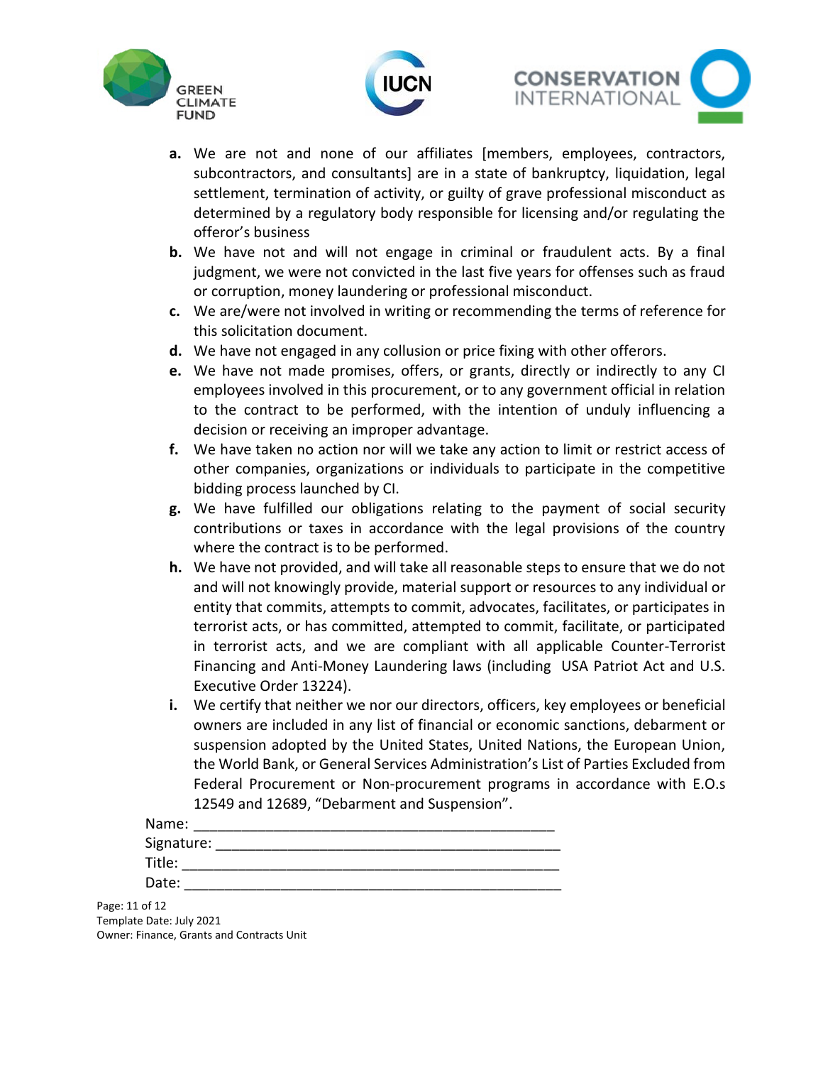- **a.** We are not and none of our affiliates [members, employees, contractors, subcontractors, and consultants] are in a state of bankruptcy, liquidation, legal settlement, termination of activity, or guilty of grave professional misconduct as determined by a regulatory body responsible for licensing and/or regulating the offeror's business
- **b.** We have not and will not engage in criminal or fraudulent acts. By a final judgment, we were not convicted in the last five years for offenses such as fraud or corruption, money laundering or professional misconduct.
- **c.** We are/were not involved in writing or recommending the terms of reference for this solicitation document.
- **d.** We have not engaged in any collusion or price fixing with other offerors.
- **e.** We have not made promises, offers, or grants, directly or indirectly to any CI employees involved in this procurement, or to any government official in relation to the contract to be performed, with the intention of unduly influencing a decision or receiving an improper advantage.
- **f.** We have taken no action nor will we take any action to limit or restrict access of other companies, organizations or individuals to participate in the competitive bidding process launched by CI.
- **g.** We have fulfilled our obligations relating to the payment of social security contributions or taxes in accordance with the legal provisions of the country where the contract is to be performed.
- **h.** We have not provided, and will take all reasonable steps to ensure that we do not and will not knowingly provide, material support or resources to any individual or entity that commits, attempts to commit, advocates, facilitates, or participates in terrorist acts, or has committed, attempted to commit, facilitate, or participated in terrorist acts, and we are compliant with all applicable Counter-Terrorist Financing and Anti-Money Laundering laws (including USA Patriot Act and U.S. Executive Order 13224).
- **i.** We certify that neither we nor our directors, officers, key employees or beneficial owners are included in any list of financial or economic sanctions, debarment or suspension adopted by the United States, United Nations, the European Union, the World Bank, or General Services Administration's List of Parties Excluded from Federal Procurement or Non-procurement programs in accordance with E.O.s 12549 and 12689, "Debarment and Suspension".

Name: ______________________________________________

Signature: ___________________________________________

Title: ________________________________________________

Date: ________________________________________________

Template Date: July 2021
Owner: Finance, Grants and Contracts Unit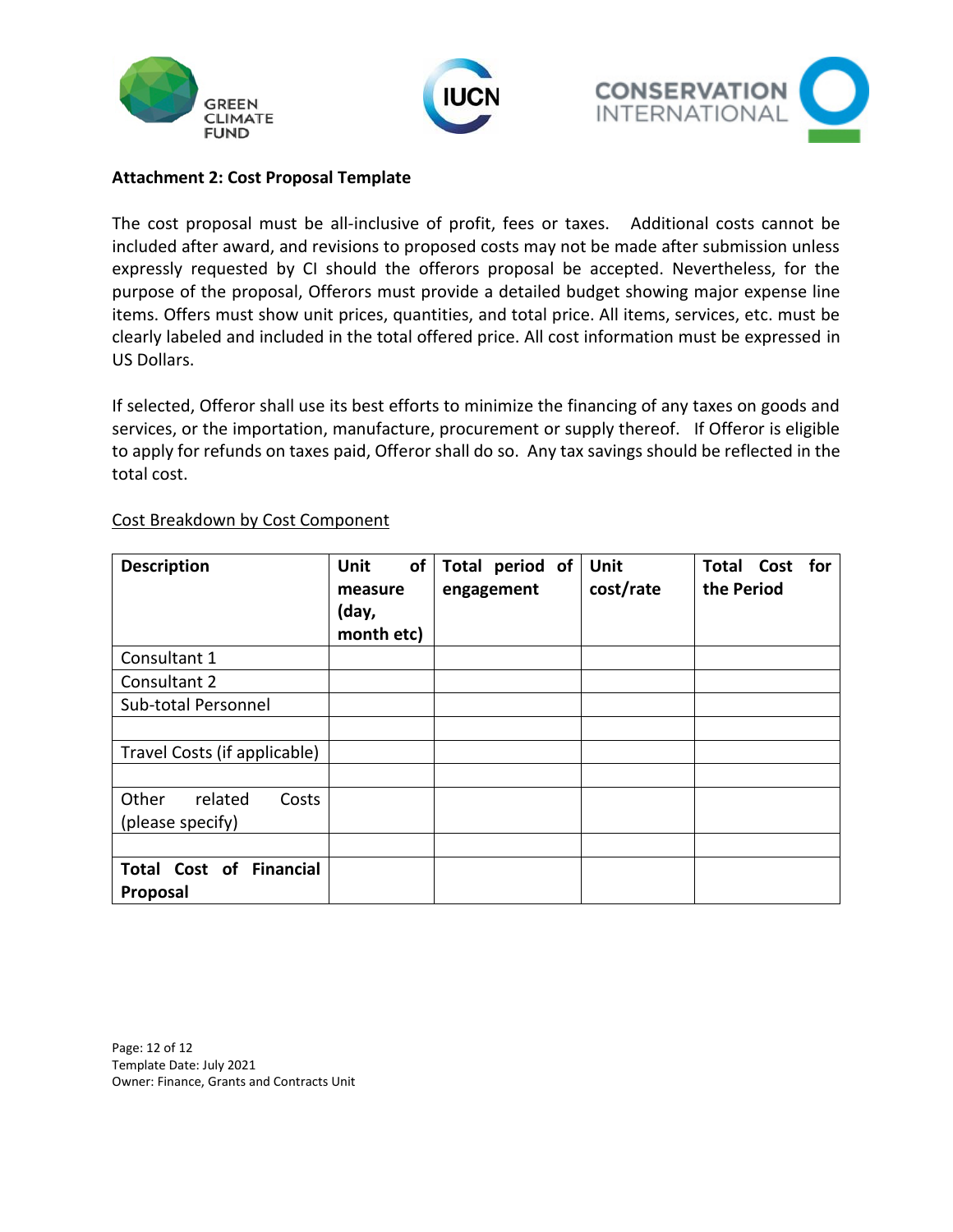**Attachment 2: Cost Proposal Template**

The cost proposal must be all-inclusive of profit, fees or taxes. Additional costs cannot be included after award, and revisions to proposed costs may not be made after submission unless expressly requested by CI should the offerors proposal be accepted. Nevertheless, for the purpose of the proposal, Offerors must provide a detailed budget showing major expense line items. Offers must show unit prices, quantities, and total price. All items, services, etc. must be clearly labeled and included in the total offered price. All cost information must be expressed in US Dollars.

If selected, Offeror shall use its best efforts to minimize the financing of any taxes on goods and services, or the importation, manufacture, procurement or supply thereof. If Offeror is eligible to apply for refunds on taxes paid, Offeror shall do so. Any tax savings should be reflected in the total cost.

<u>Cost Breakdown by Cost Component</u>

| **Description** | **Unit of measure (day, month etc)** | **Total period of engagement** | **Unit cost/rate** | **Total Cost for the Period** |
|---|---|---|---|---|
| Consultant 1 | | | | |
| Consultant 2 | | | | |
| Sub-total Personnel | | | | |
| | | | | |
| Travel Costs (if applicable) | | | | |
| | | | | |
| Other related Costs (please specify) | | | | |
| | | | | |
| **Total Cost of Financial Proposal** | | | | |

Template Date: July 2021
Owner: Finance, Grants and Contracts Unit